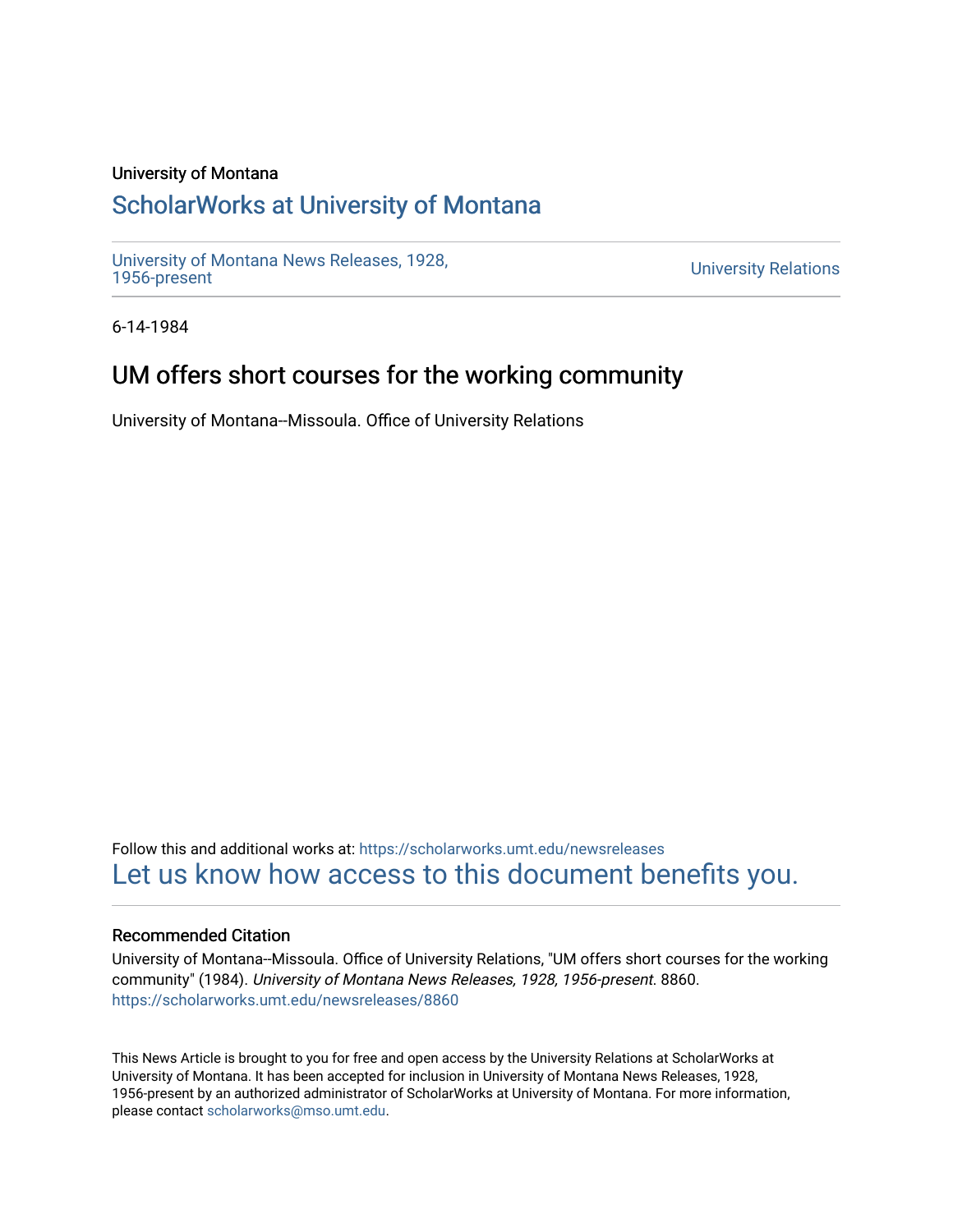University of Montana

# ScholarWorks at University of Montana

University of Montana News Releases, 1928, 1956-present

University Relations

6-14-1984

## UM offers short courses for the working community

University of Montana--Missoula. Office of University Relations

Follow this and additional works at: https://scholarworks.umt.edu/newsreleases

Let us know how access to this document benefits you.

### Recommended Citation

University of Montana--Missoula. Office of University Relations, "UM offers short courses for the working community" (1984). *University of Montana News Releases, 1928, 1956-present*. 8860.
https://scholarworks.umt.edu/newsreleases/8860

This News Article is brought to you for free and open access by the University Relations at ScholarWorks at University of Montana. It has been accepted for inclusion in University of Montana News Releases, 1928, 1956-present by an authorized administrator of ScholarWorks at University of Montana. For more information, please contact scholarworks@mso.umt.edu.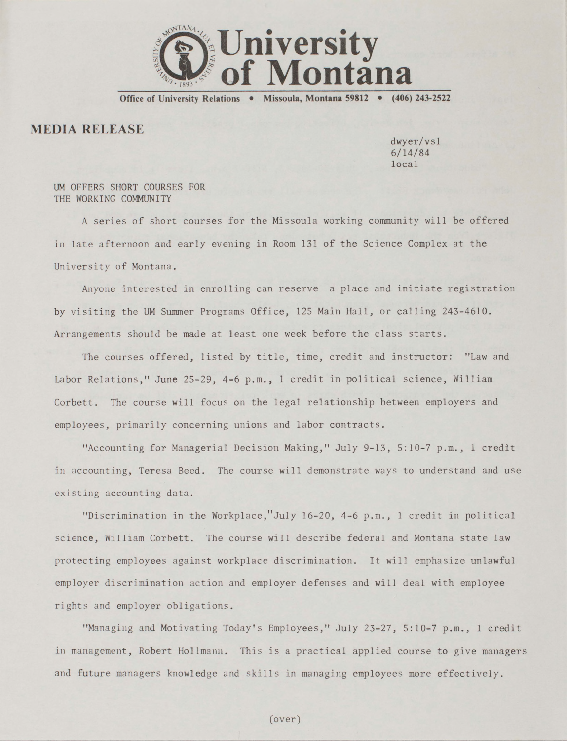# University of Montana

Office of University Relations • Missoula, Montana 59812 • (406) 243-2522

## MEDIA RELEASE

dwyer/vsl
6/14/84
local

UM OFFERS SHORT COURSES FOR
THE WORKING COMMUNITY

A series of short courses for the Missoula working community will be offered in late afternoon and early evening in Room 131 of the Science Complex at the University of Montana.

Anyone interested in enrolling can reserve a place and initiate registration by visiting the UM Summer Programs Office, 125 Main Hall, or calling 243-4610. Arrangements should be made at least one week before the class starts.

The courses offered, listed by title, time, credit and instructor: "Law and Labor Relations," June 25-29, 4-6 p.m., 1 credit in political science, William Corbett. The course will focus on the legal relationship between employers and employees, primarily concerning unions and labor contracts.

"Accounting for Managerial Decision Making," July 9-13, 5:10-7 p.m., 1 credit in accounting, Teresa Beed. The course will demonstrate ways to understand and use existing accounting data.

"Discrimination in the Workplace," July 16-20, 4-6 p.m., 1 credit in political science, William Corbett. The course will describe federal and Montana state law protecting employees against workplace discrimination. It will emphasize unlawful employer discrimination action and employer defenses and will deal with employee rights and employer obligations.

"Managing and Motivating Today's Employees," July 23-27, 5:10-7 p.m., 1 credit in management, Robert Hollmann. This is a practical applied course to give managers and future managers knowledge and skills in managing employees more effectively.

(over)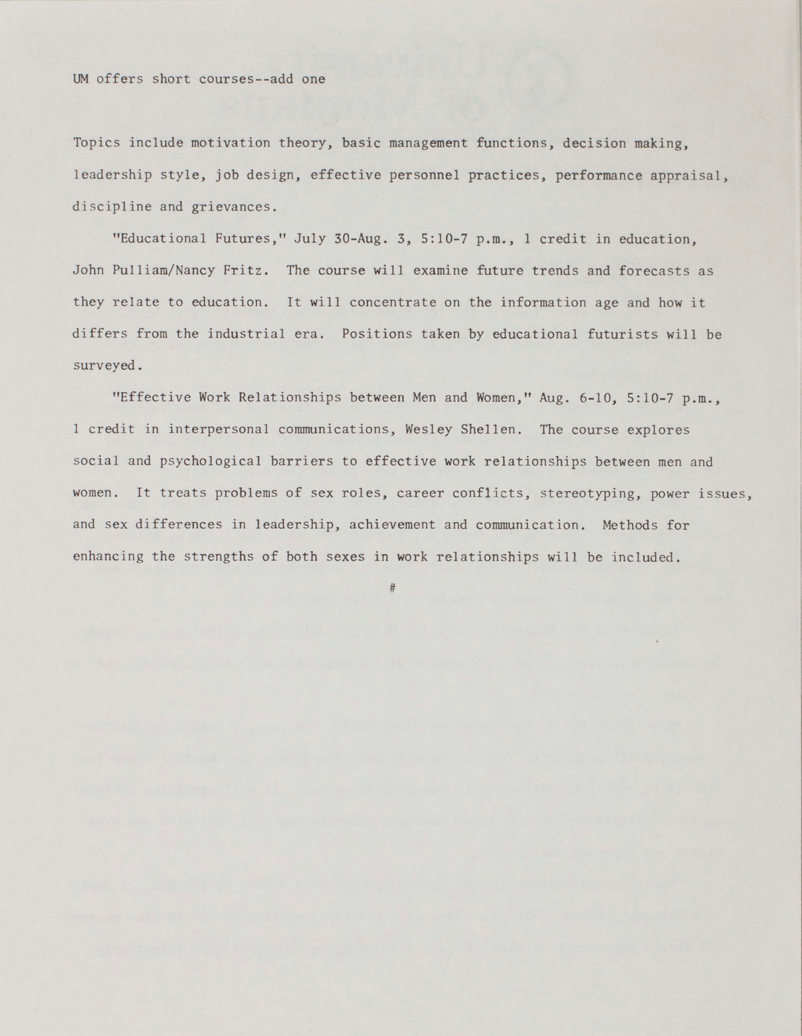UM offers short courses--add one

Topics include motivation theory, basic management functions, decision making, leadership style, job design, effective personnel practices, performance appraisal, discipline and grievances.

"Educational Futures," July 30-Aug. 3, 5:10-7 p.m., 1 credit in education, John Pulliam/Nancy Fritz. The course will examine future trends and forecasts as they relate to education. It will concentrate on the information age and how it differs from the industrial era. Positions taken by educational futurists will be surveyed.

"Effective Work Relationships between Men and Women," Aug. 6-10, 5:10-7 p.m., 1 credit in interpersonal communications, Wesley Shellen. The course explores social and psychological barriers to effective work relationships between men and women. It treats problems of sex roles, career conflicts, stereotyping, power issues, and sex differences in leadership, achievement and communication. Methods for enhancing the strengths of both sexes in work relationships will be included.

#